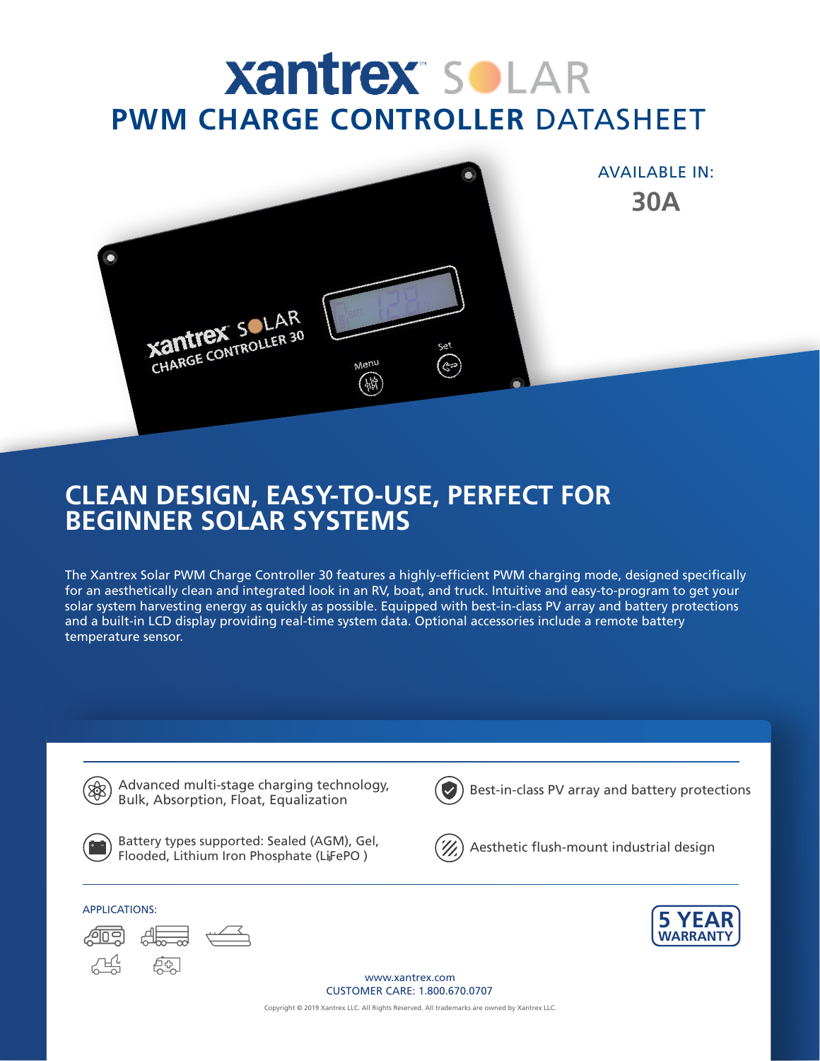# xantrex SOLAR

## PWM CHARGE CONTROLLER DATASHEET

AVAILABLE IN:

**30A**

## CLEAN DESIGN, EASY-TO-USE, PERFECT FOR BEGINNER SOLAR SYSTEMS

The Xantrex Solar PWM Charge Controller 30 features a highly-efficient PWM charging mode, designed specifically for an aesthetically clean and integrated look in an RV, boat, and truck. Intuitive and easy-to-program to get your solar system harvesting energy as quickly as possible. Equipped with best-in-class PV array and battery protections and a built-in LCD display providing real-time system data. Optional accessories include a remote battery temperature sensor.

- Advanced multi-stage charging technology, Bulk, Absorption, Float, Equalization
- Best-in-class PV array and battery protections
- Battery types supported: Sealed (AGM), Gel, Flooded, Lithium Iron Phosphate ($LiFePO_4$)
- Aesthetic flush-mount industrial design

APPLICATIONS:

**5 YEAR WARRANTY**

www.xantrex.com
CUSTOMER CARE: 1.800.670.0707

Copyright © 2019 Xantrex LLC. All Rights Reserved. All trademarks are owned by Xantrex LLC.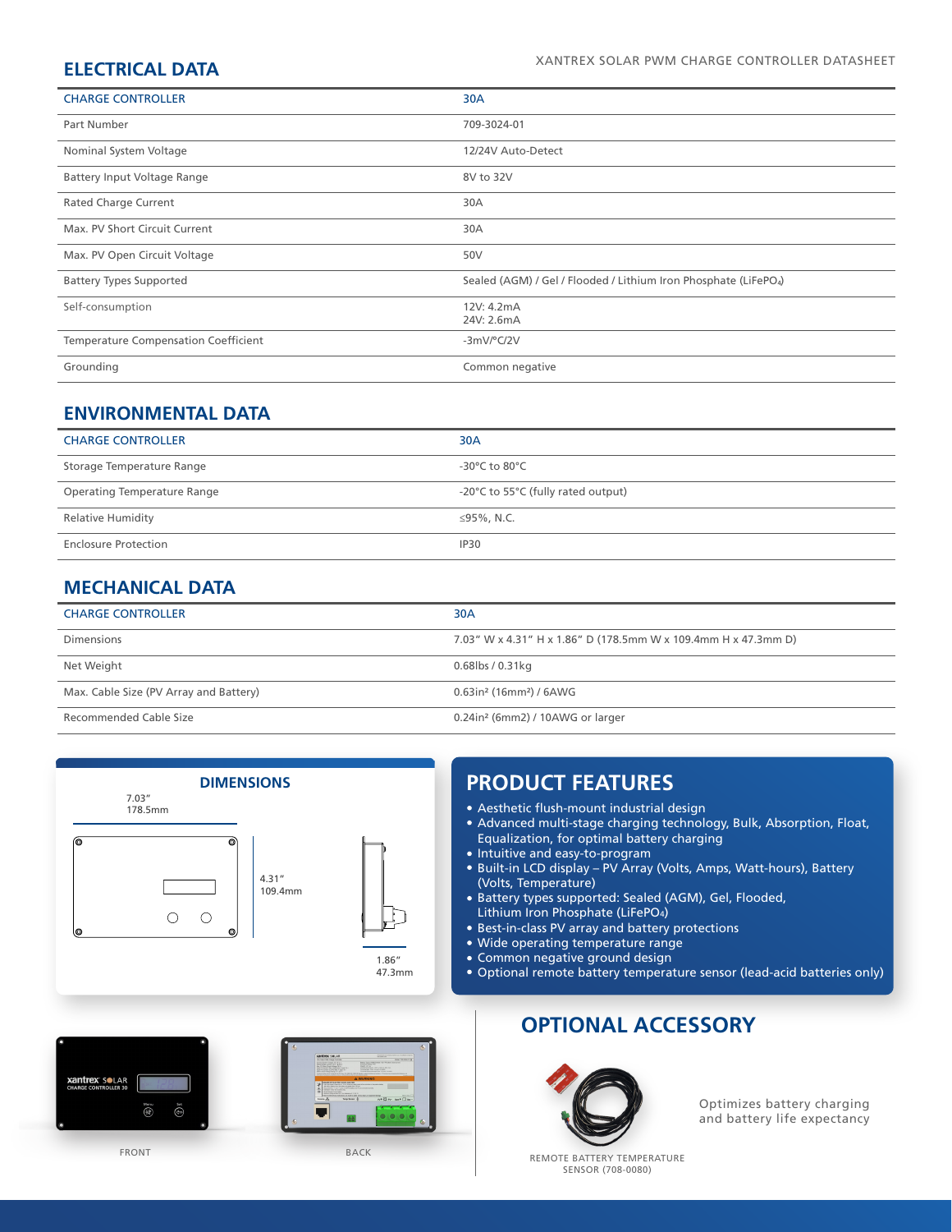## ELECTRICAL DATA

| CHARGE CONTROLLER | 30A |
|---|---|
| Part Number | 709-3024-01 |
| Nominal System Voltage | 12/24V Auto-Detect |
| Battery Input Voltage Range | 8V to 32V |
| Rated Charge Current | 30A |
| Max. PV Short Circuit Current | 30A |
| Max. PV Open Circuit Voltage | 50V |
| Battery Types Supported | Sealed (AGM) / Gel / Flooded / Lithium Iron Phosphate ($LiFePO_4$) |
| Self-consumption | 12V: 4.2mA<br>24V: 2.6mA |
| Temperature Compensation Coefficient | -3mV/°C/2V |
| Grounding | Common negative |

## ENVIRONMENTAL DATA

| CHARGE CONTROLLER | 30A |
|---|---|
| Storage Temperature Range | -30°C to 80°C |
| Operating Temperature Range | -20°C to 55°C (fully rated output) |
| Relative Humidity | ≤95%, N.C. |
| Enclosure Protection | IP30 |

## MECHANICAL DATA

| CHARGE CONTROLLER | 30A |
|---|---|
| Dimensions | 7.03" W x 4.31" H x 1.86" D (178.5mm W x 109.4mm H x 47.3mm D) |
| Net Weight | 0.68lbs / 0.31kg |
| Max. Cable Size (PV Array and Battery) | 0.63in² (16mm²) / 6AWG |
| Recommended Cable Size | 0.24in² (6mm2) / 10AWG or larger |

### DIMENSIONS

7.03"
178.5mm

4.31"
109.4mm

1.86"
47.3mm

## PRODUCT FEATURES

- Aesthetic flush-mount industrial design
- Advanced multi-stage charging technology, Bulk, Absorption, Float, Equalization, for optimal battery charging
- Intuitive and easy-to-program
- Built-in LCD display – PV Array (Volts, Amps, Watt-hours), Battery (Volts, Temperature)
- Battery types supported: Sealed (AGM), Gel, Flooded, Lithium Iron Phosphate ($LiFePO_4$)
- Best-in-class PV array and battery protections
- Wide operating temperature range
- Common negative ground design
- Optional remote battery temperature sensor (lead-acid batteries only)

FRONT

BACK

## OPTIONAL ACCESSORY

REMOTE BATTERY TEMPERATURE SENSOR (708-0080)

Optimizes battery charging and battery life expectancy